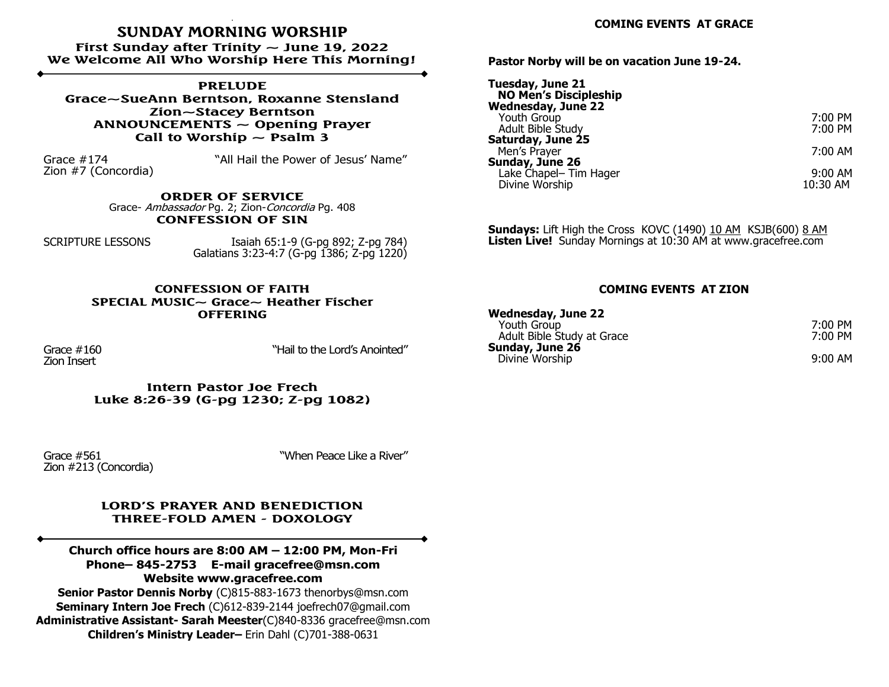# SUNDAY MORNING WORSHIP

**First Sunday after Trinity ~ June 19, 2022**
**We Welcome All Who Worship Here This Morning!**

---

**PRELUDE**
**Grace~SueAnn Berntson, Roxanne Stensland**
**Zion~Stacey Berntson**
**ANNOUNCEMENTS ~ Opening Prayer**
**Call to Worship ~ Psalm 3**

Grace #174 — "All Hail the Power of Jesus' Name"
Zion #7 (Concordia)

**ORDER OF SERVICE**
Grace- *Ambassador* Pg. 2; Zion-*Concordia* Pg. 408
**CONFESSION OF SIN**

SCRIPTURE LESSONS — Isaiah 65:1-9 (G-pg 892; Z-pg 784)
Galatians 3:23-4:7 (G-pg 1386; Z-pg 1220)

**CONFESSION OF FAITH**
**SPECIAL MUSIC~ Grace~ Heather Fischer**
**OFFERING**

Grace #160 — "Hail to the Lord's Anointed"
Zion Insert

**Intern Pastor Joe Frech**
**Luke 8:26-39 (G-pg 1230; Z-pg 1082)**

Grace #561 — "When Peace Like a River"
Zion #213 (Concordia)

**LORD'S PRAYER AND BENEDICTION**
**THREE-FOLD AMEN - DOXOLOGY**

---

**Church office hours are 8:00 AM – 12:00 PM, Mon-Fri**
**Phone– 845-2753 E-mail gracefree@msn.com**
**Website www.gracefree.com**
**Senior Pastor Dennis Norby** (C)815-883-1673 thenorbys@msn.com
**Seminary Intern Joe Frech** (C)612-839-2144 joefrech07@gmail.com
**Administrative Assistant- Sarah Meester**(C)840-8336 gracefree@msn.com
**Children's Ministry Leader–** Erin Dahl (C)701-388-0631

## COMING EVENTS AT GRACE

**Pastor Norby will be on vacation June 19-24.**

**Tuesday, June 21**
**NO Men's Discipleship**

**Wednesday, June 22**
Youth Group — 7:00 PM
Adult Bible Study — 7:00 PM

**Saturday, June 25**
Men's Prayer — 7:00 AM

**Sunday, June 26**
Lake Chapel– Tim Hager — 9:00 AM
Divine Worship — 10:30 AM

**Sundays:** Lift High the Cross KOVC (1490) 10 AM KSJB(600) 8 AM
**Listen Live!** Sunday Mornings at 10:30 AM at www.gracefree.com

## COMING EVENTS AT ZION

**Wednesday, June 22**
Youth Group — 7:00 PM
Adult Bible Study at Grace — 7:00 PM

**Sunday, June 26**
Divine Worship — 9:00 AM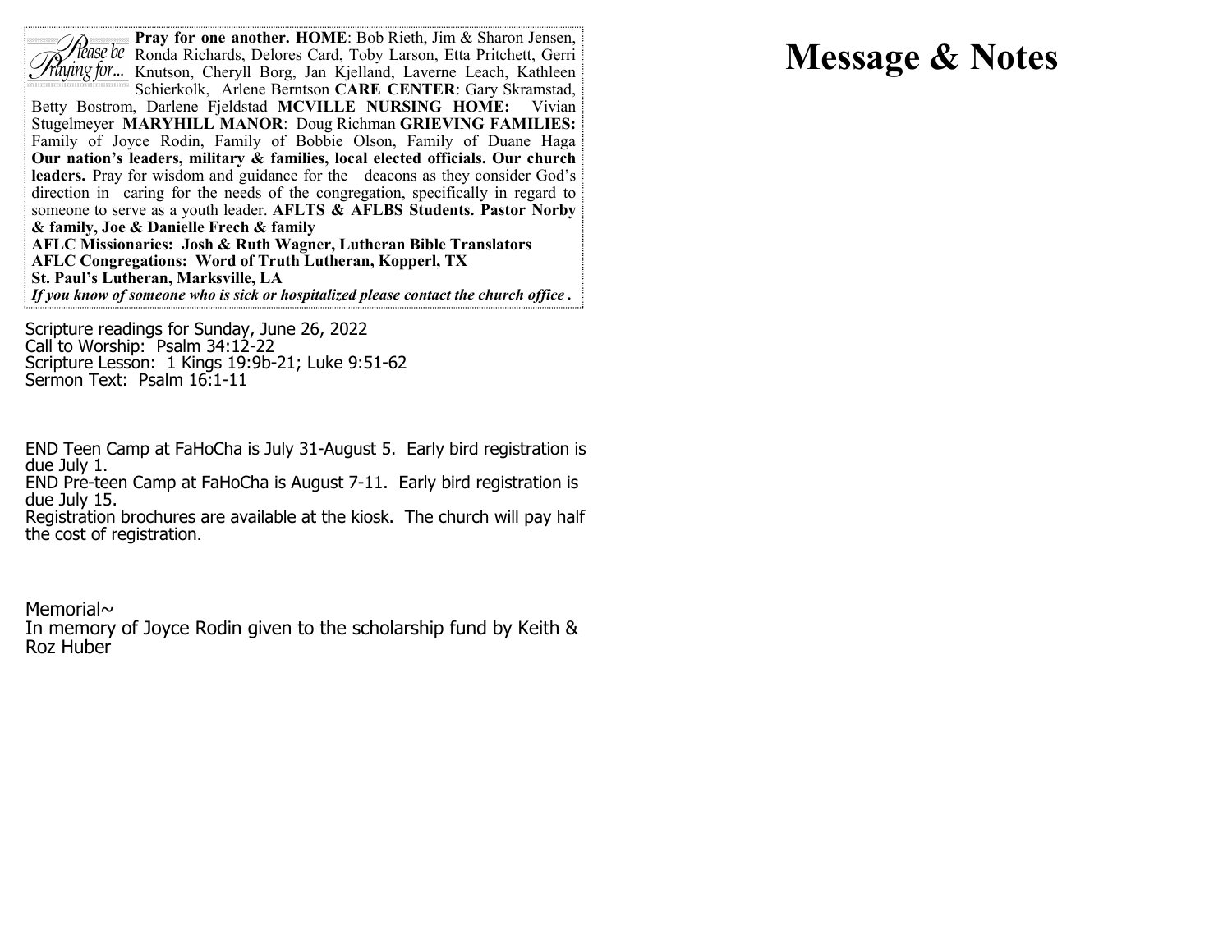*Please be Praying for...* **Pray for one another. HOME**: Bob Rieth, Jim & Sharon Jensen, Ronda Richards, Delores Card, Toby Larson, Etta Pritchett, Gerri Knutson, Cheryll Borg, Jan Kjelland, Laverne Leach, Kathleen Schierkolk, Arlene Berntson **CARE CENTER**: Gary Skramstad, Betty Bostrom, Darlene Fjeldstad **MCVILLE NURSING HOME:** Vivian Stugelmeyer **MARYHILL MANOR**: Doug Richman **GRIEVING FAMILIES:** Family of Joyce Rodin, Family of Bobbie Olson, Family of Duane Haga **Our nation's leaders, military & families, local elected officials. Our church leaders.** Pray for wisdom and guidance for the deacons as they consider God's direction in caring for the needs of the congregation, specifically in regard to someone to serve as a youth leader. **AFLTS & AFLBS Students. Pastor Norby & family, Joe & Danielle Frech & family**
**AFLC Missionaries: Josh & Ruth Wagner, Lutheran Bible Translators**
**AFLC Congregations: Word of Truth Lutheran, Kopperl, TX**
**St. Paul's Lutheran, Marksville, LA**
***If you know of someone who is sick or hospitalized please contact the church office .***

Scripture readings for Sunday, June 26, 2022
Call to Worship: Psalm 34:12-22
Scripture Lesson: 1 Kings 19:9b-21; Luke 9:51-62
Sermon Text: Psalm 16:1-11

END Teen Camp at FaHoCha is July 31-August 5. Early bird registration is due July 1.
END Pre-teen Camp at FaHoCha is August 7-11. Early bird registration is due July 15.
Registration brochures are available at the kiosk. The church will pay half the cost of registration.

Memorial~
In memory of Joyce Rodin given to the scholarship fund by Keith & Roz Huber

# Message & Notes